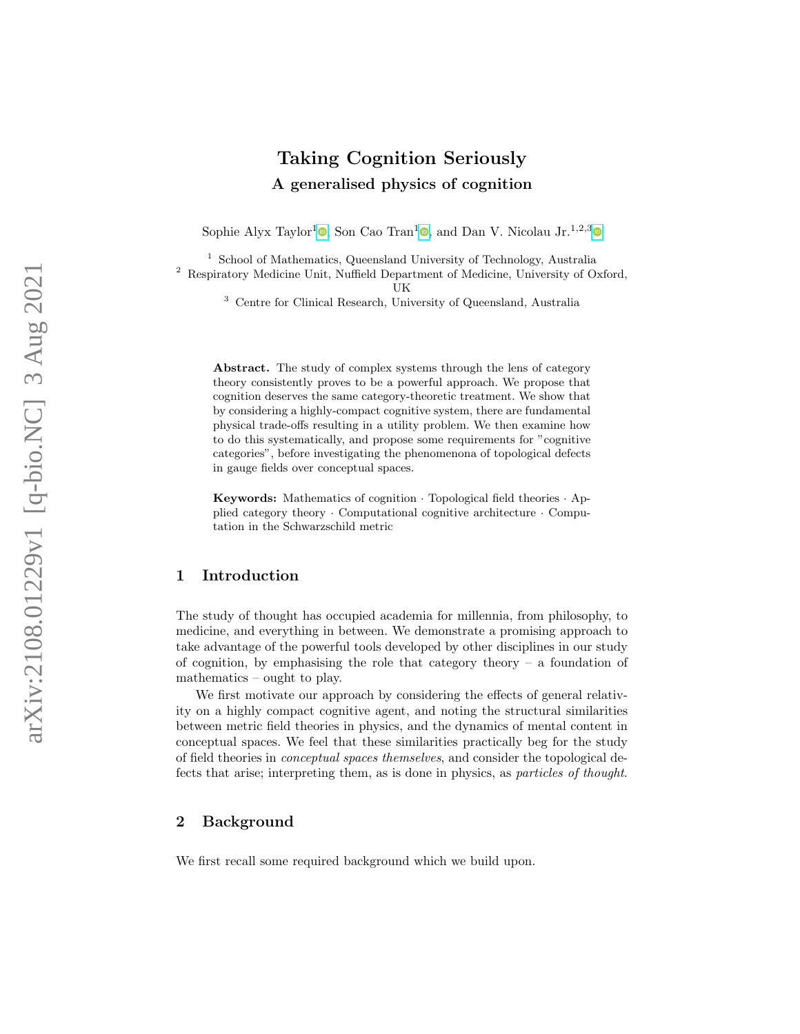# Taking Cognition Seriously

## A generalised physics of cognition

Sophie Alyx Taylor[1], Son Cao Tran[1], and Dan V. Nicolau Jr.[1,2,3]

[1] School of Mathematics, Queensland University of Technology, Australia
[2] Respiratory Medicine Unit, Nuffield Department of Medicine, University of Oxford, UK
[3] Centre for Clinical Research, University of Queensland, Australia

**Abstract.** The study of complex systems through the lens of category theory consistently proves to be a powerful approach. We propose that cognition deserves the same category-theoretic treatment. We show that by considering a highly-compact cognitive system, there are fundamental physical trade-offs resulting in a utility problem. We then examine how to do this systematically, and propose some requirements for "cognitive categories", before investigating the phenomenona of topological defects in gauge fields over conceptual spaces.

**Keywords:** Mathematics of cognition · Topological field theories · Applied category theory · Computational cognitive architecture · Computation in the Schwarzschild metric

## 1 Introduction

The study of thought has occupied academia for millennia, from philosophy, to medicine, and everything in between. We demonstrate a promising approach to take advantage of the powerful tools developed by other disciplines in our study of cognition, by emphasising the role that category theory – a foundation of mathematics – ought to play.

We first motivate our approach by considering the effects of general relativity on a highly compact cognitive agent, and noting the structural similarities between metric field theories in physics, and the dynamics of mental content in conceptual spaces. We feel that these similarities practically beg for the study of field theories in *conceptual spaces themselves*, and consider the topological defects that arise; interpreting them, as is done in physics, as *particles of thought*.

## 2 Background

We first recall some required background which we build upon.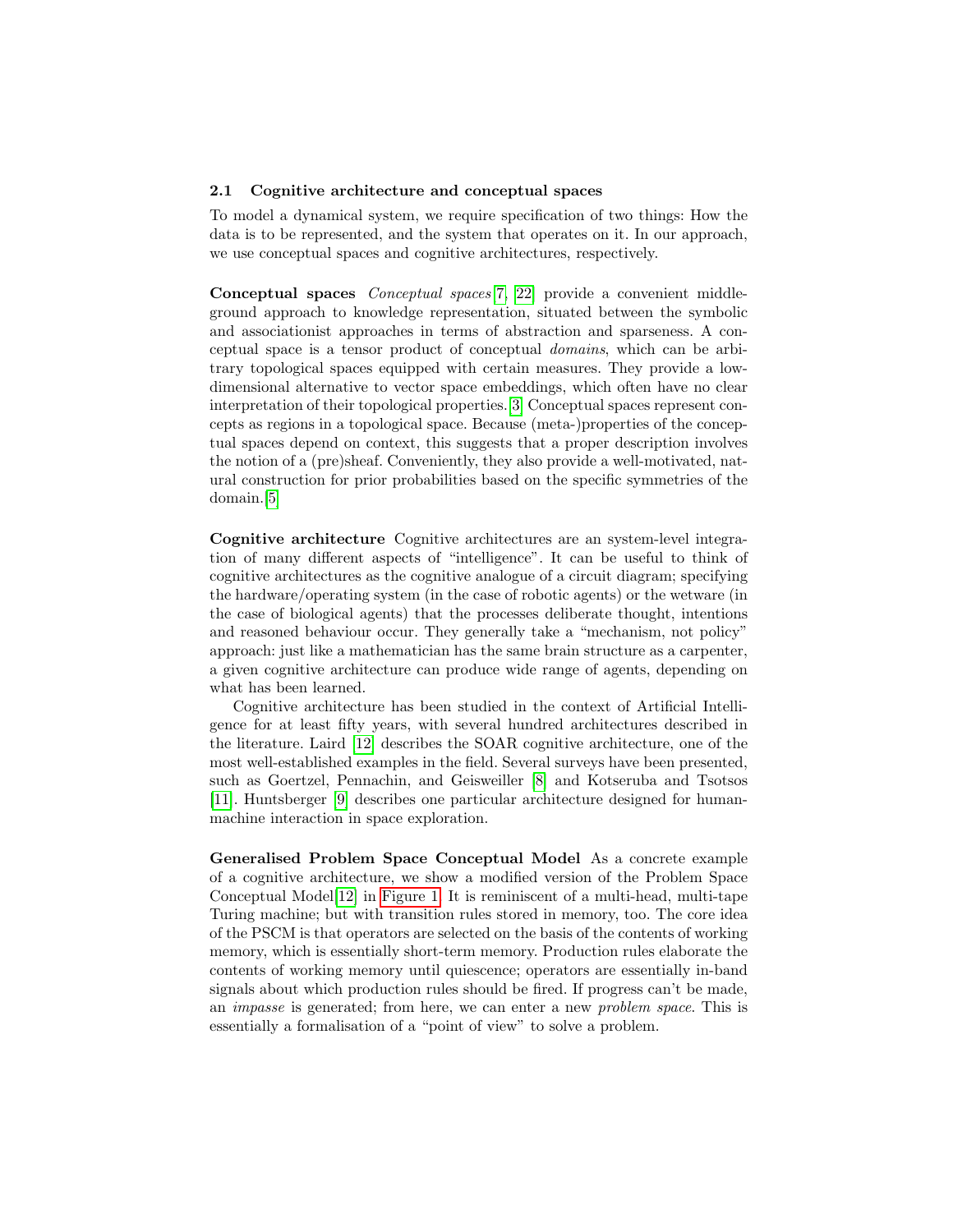### 2.1 Cognitive architecture and conceptual spaces

To model a dynamical system, we require specification of two things: How the data is to be represented, and the system that operates on it. In our approach, we use conceptual spaces and cognitive architectures, respectively.

**Conceptual spaces** *Conceptual spaces* [7, 22] provide a convenient middle-ground approach to knowledge representation, situated between the symbolic and associationist approaches in terms of abstraction and sparseness. A conceptual space is a tensor product of conceptual *domains*, which can be arbitrary topological spaces equipped with certain measures. They provide a low-dimensional alternative to vector space embeddings, which often have no clear interpretation of their topological properties. [3] Conceptual spaces represent concepts as regions in a topological space. Because (meta-)properties of the conceptual spaces depend on context, this suggests that a proper description involves the notion of a (pre)sheaf. Conveniently, they also provide a well-motivated, natural construction for prior probabilities based on the specific symmetries of the domain. [5]

**Cognitive architecture** Cognitive architectures are an system-level integration of many different aspects of "intelligence". It can be useful to think of cognitive architectures as the cognitive analogue of a circuit diagram; specifying the hardware/operating system (in the case of robotic agents) or the wetware (in the case of biological agents) that the processes deliberate thought, intentions and reasoned behaviour occur. They generally take a "mechanism, not policy" approach: just like a mathematician has the same brain structure as a carpenter, a given cognitive architecture can produce wide range of agents, depending on what has been learned.

Cognitive architecture has been studied in the context of Artificial Intelligence for at least fifty years, with several hundred architectures described in the literature. Laird [12] describes the SOAR cognitive architecture, one of the most well-established examples in the field. Several surveys have been presented, such as Goertzel, Pennachin, and Geisweiller [8] and Kotseruba and Tsotsos [11]. Huntsberger [9] describes one particular architecture designed for human-machine interaction in space exploration.

**Generalised Problem Space Conceptual Model** As a concrete example of a cognitive architecture, we show a modified version of the Problem Space Conceptual Model[12] in Figure 1. It is reminiscent of a multi-head, multi-tape Turing machine; but with transition rules stored in memory, too. The core idea of the PSCM is that operators are selected on the basis of the contents of working memory, which is essentially short-term memory. Production rules elaborate the contents of working memory until quiescence; operators are essentially in-band signals about which production rules should be fired. If progress can't be made, an *impasse* is generated; from here, we can enter a new *problem space*. This is essentially a formalisation of a "point of view" to solve a problem.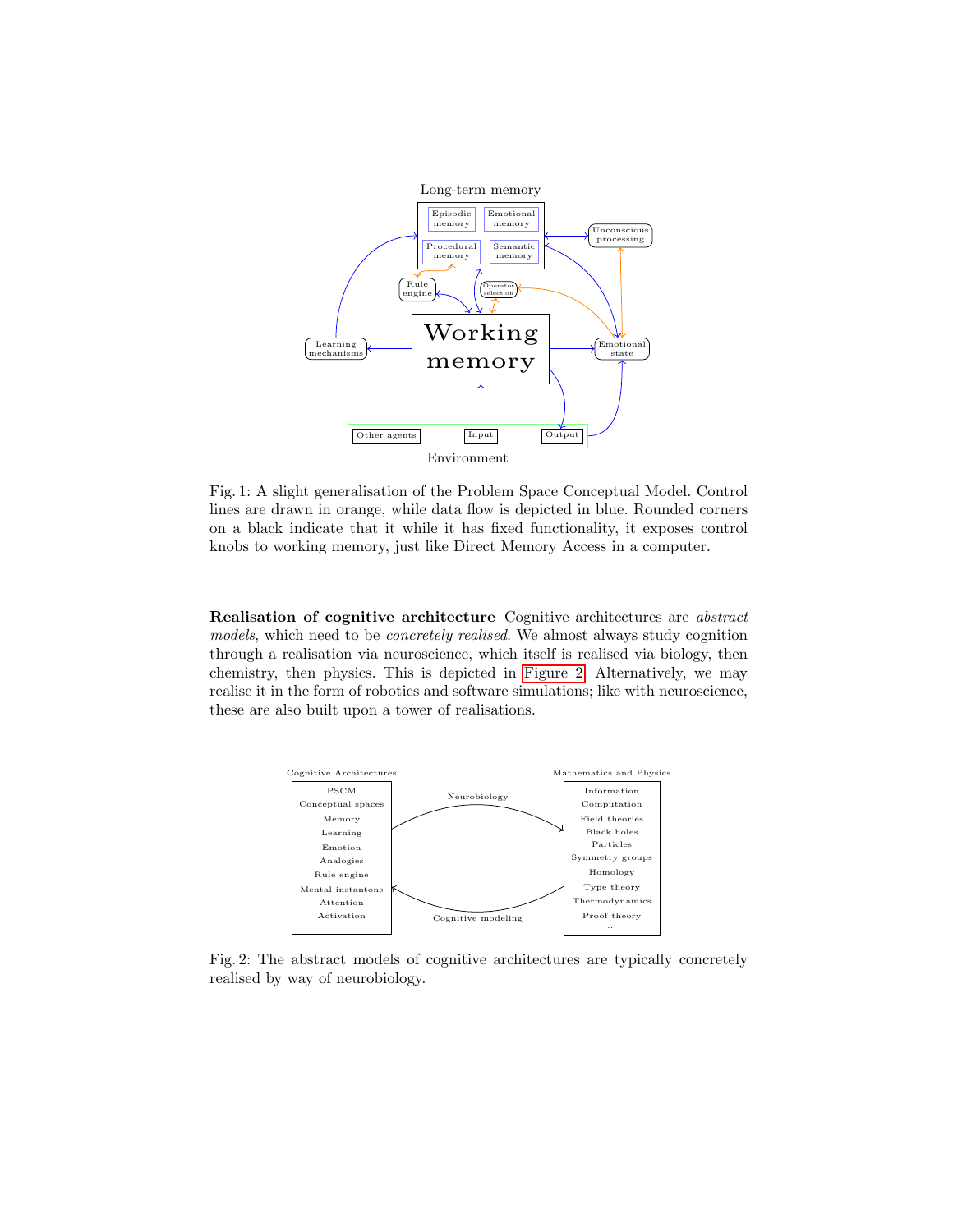Fig. 1: A slight generalisation of the Problem Space Conceptual Model. Control lines are drawn in orange, while data flow is depicted in blue. Rounded corners on a black indicate that it while it has fixed functionality, it exposes control knobs to working memory, just like Direct Memory Access in a computer.

**Realisation of cognitive architecture** Cognitive architectures are *abstract models*, which need to be *concretely realised*. We almost always study cognition through a realisation via neuroscience, which itself is realised via biology, then chemistry, then physics. This is depicted in Figure 2. Alternatively, we may realise it in the form of robotics and software simulations; like with neuroscience, these are also built upon a tower of realisations.

Fig. 2: The abstract models of cognitive architectures are typically concretely realised by way of neurobiology.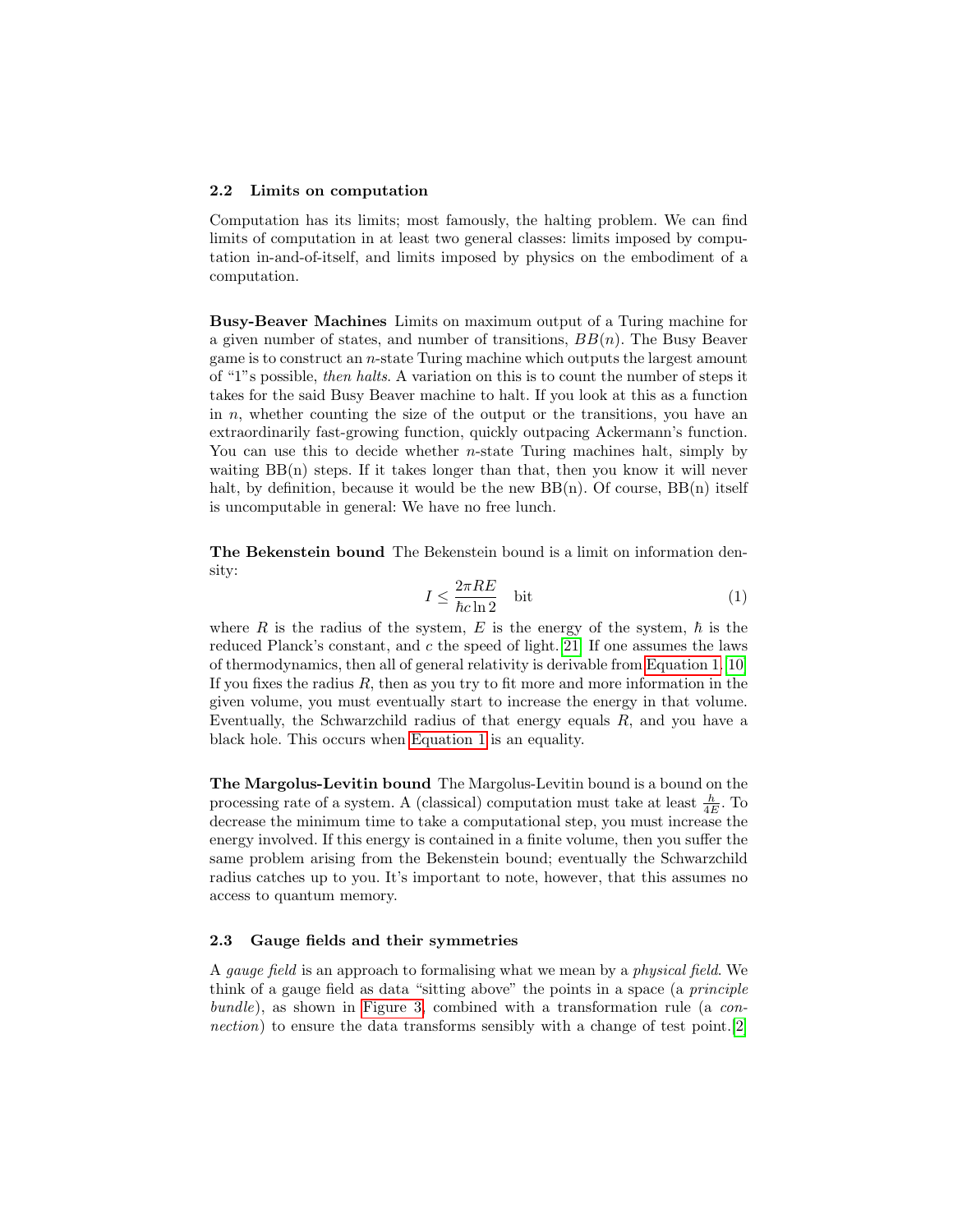### 2.2 Limits on computation

Computation has its limits; most famously, the halting problem. We can find limits of computation in at least two general classes: limits imposed by computation in-and-of-itself, and limits imposed by physics on the embodiment of a computation.

**Busy-Beaver Machines** Limits on maximum output of a Turing machine for a given number of states, and number of transitions, $BB(n)$. The Busy Beaver game is to construct an $n$-state Turing machine which outputs the largest amount of "1"s possible, *then halts*. A variation on this is to count the number of steps it takes for the said Busy Beaver machine to halt. If you look at this as a function in $n$, whether counting the size of the output or the transitions, you have an extraordinarily fast-growing function, quickly outpacing Ackermann's function. You can use this to decide whether $n$-state Turing machines halt, simply by waiting BB(n) steps. If it takes longer than that, then you know it will never halt, by definition, because it would be the new BB(n). Of course, BB(n) itself is uncomputable in general: We have no free lunch.

**The Bekenstein bound** The Bekenstein bound is a limit on information density:

$$I \leq \frac{2\pi RE}{\hbar c \ln 2} \quad \text{bit} \tag{1}$$

where $R$ is the radius of the system, $E$ is the energy of the system, $\hbar$ is the reduced Planck's constant, and $c$ the speed of light.[21] If one assumes the laws of thermodynamics, then all of general relativity is derivable from Equation 1.[10] If you fixes the radius $R$, then as you try to fit more and more information in the given volume, you must eventually start to increase the energy in that volume. Eventually, the Schwarzchild radius of that energy equals $R$, and you have a black hole. This occurs when Equation 1 is an equality.

**The Margolus-Levitin bound** The Margolus-Levitin bound is a bound on the processing rate of a system. A (classical) computation must take at least $\frac{h}{4E}$. To decrease the minimum time to take a computational step, you must increase the energy involved. If this energy is contained in a finite volume, then you suffer the same problem arising from the Bekenstein bound; eventually the Schwarzchild radius catches up to you. It's important to note, however, that this assumes no access to quantum memory.

### 2.3 Gauge fields and their symmetries

A *gauge field* is an approach to formalising what we mean by a *physical field*. We think of a gauge field as data "sitting above" the points in a space (a *principle bundle*), as shown in Figure 3, combined with a transformation rule (a *connection*) to ensure the data transforms sensibly with a change of test point.[2]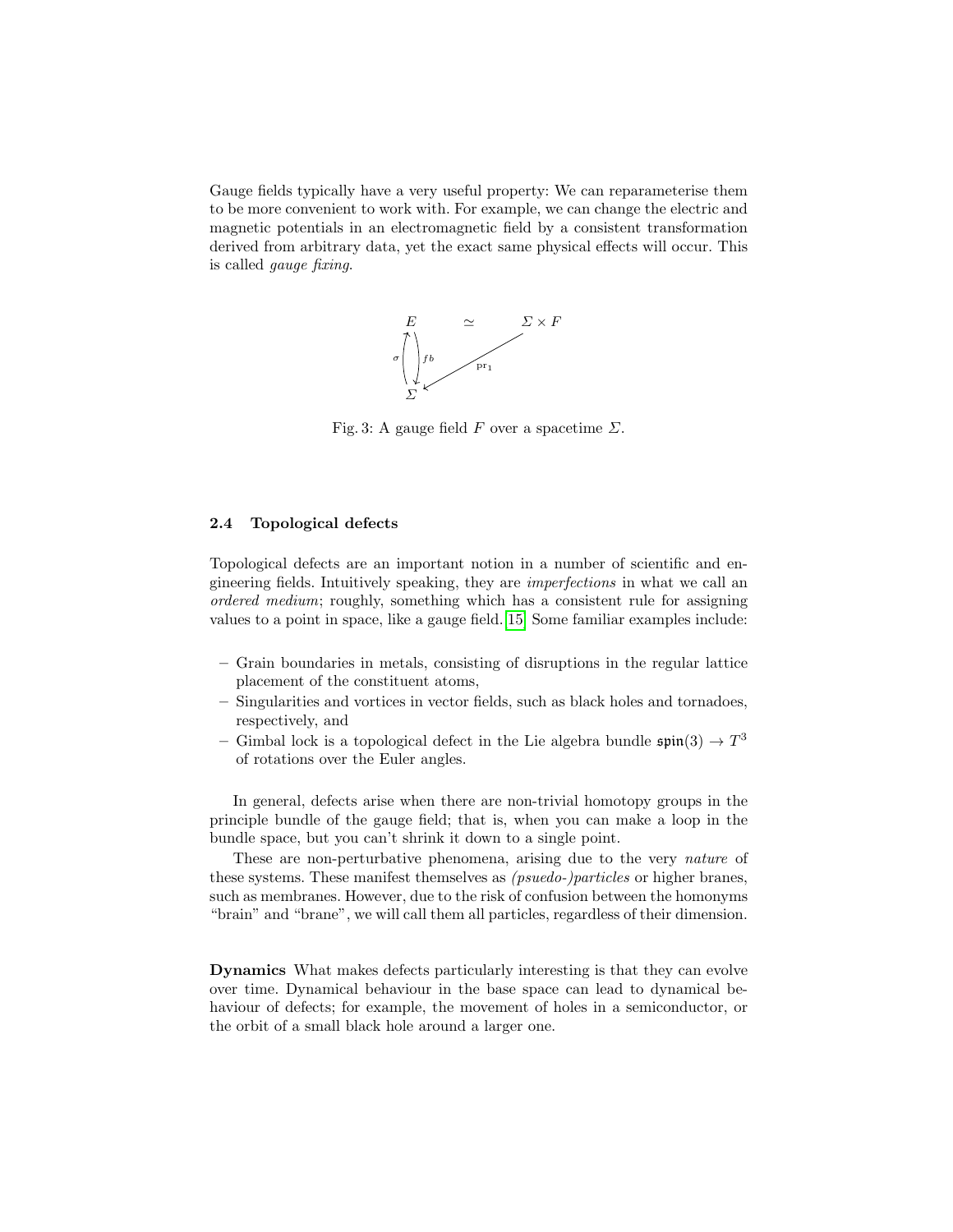Gauge fields typically have a very useful property: We can reparameterise them to be more convenient to work with. For example, we can change the electric and magnetic potentials in an electromagnetic field by a consistent transformation derived from arbitrary data, yet the exact same physical effects will occur. This is called *gauge fixing*.

$$
\begin{array}{ccc}
E & \simeq & \Sigma \times F \\
{\scriptstyle \sigma}\uparrow\downarrow{\scriptstyle fb} & \swarrow{\scriptstyle \mathrm{pr}_1} & \\
\Sigma & &
\end{array}
$$

Fig. 3: A gauge field $F$ over a spacetime $\Sigma$.

### 2.4 Topological defects

Topological defects are an important notion in a number of scientific and engineering fields. Intuitively speaking, they are *imperfections* in what we call an *ordered medium*; roughly, something which has a consistent rule for assigning values to a point in space, like a gauge field. [15] Some familiar examples include:

- Grain boundaries in metals, consisting of disruptions in the regular lattice placement of the constituent atoms,
- Singularities and vortices in vector fields, such as black holes and tornadoes, respectively, and
- Gimbal lock is a topological defect in the Lie algebra bundle $\mathfrak{spin}(3) \to T^3$ of rotations over the Euler angles.

In general, defects arise when there are non-trivial homotopy groups in the principle bundle of the gauge field; that is, when you can make a loop in the bundle space, but you can't shrink it down to a single point.

These are non-perturbative phenomena, arising due to the very *nature* of these systems. These manifest themselves as *(psuedo-)particles* or higher branes, such as membranes. However, due to the risk of confusion between the homonyms "brain" and "brane", we will call them all particles, regardless of their dimension.

**Dynamics** What makes defects particularly interesting is that they can evolve over time. Dynamical behaviour in the base space can lead to dynamical behaviour of defects; for example, the movement of holes in a semiconductor, or the orbit of a small black hole around a larger one.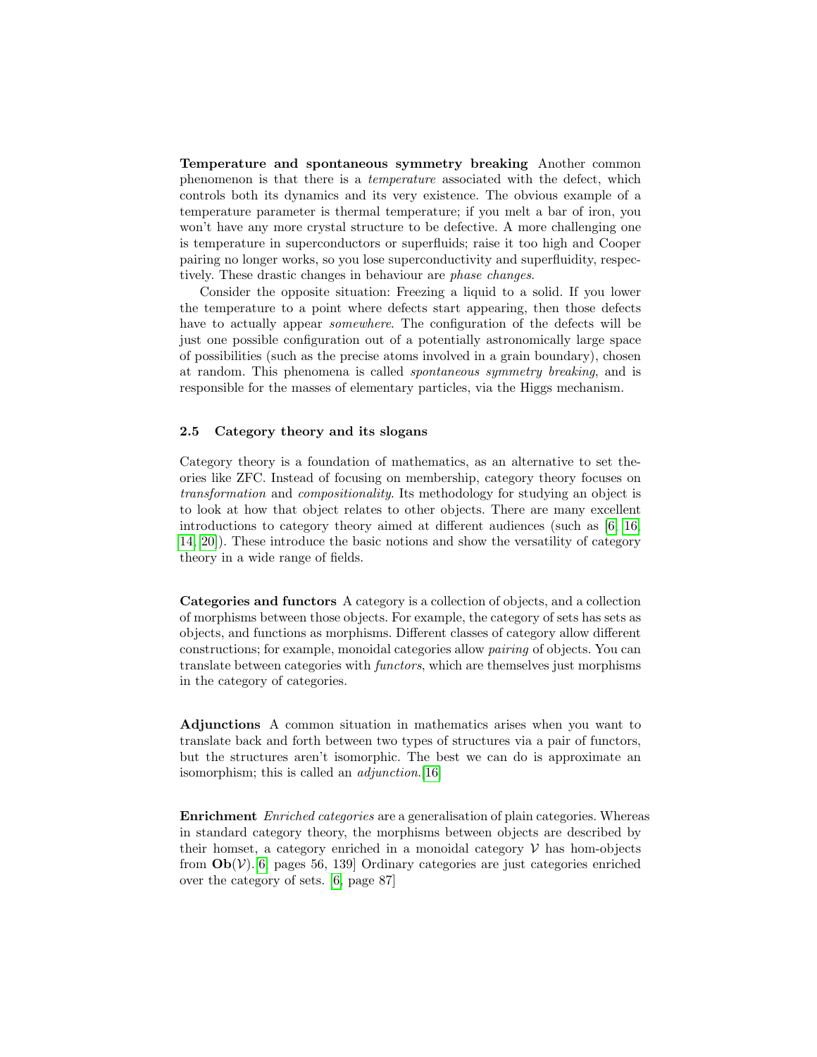**Temperature and spontaneous symmetry breaking** Another common phenomenon is that there is a *temperature* associated with the defect, which controls both its dynamics and its very existence. The obvious example of a temperature parameter is thermal temperature; if you melt a bar of iron, you won't have any more crystal structure to be defective. A more challenging one is temperature in superconductors or superfluids; raise it too high and Cooper pairing no longer works, so you lose superconductivity and superfluidity, respectively. These drastic changes in behaviour are *phase changes*.

Consider the opposite situation: Freezing a liquid to a solid. If you lower the temperature to a point where defects start appearing, then those defects have to actually appear *somewhere*. The configuration of the defects will be just one possible configuration out of a potentially astronomically large space of possibilities (such as the precise atoms involved in a grain boundary), chosen at random. This phenomena is called *spontaneous symmetry breaking*, and is responsible for the masses of elementary particles, via the Higgs mechanism.

### 2.5 Category theory and its slogans

Category theory is a foundation of mathematics, as an alternative to set theories like ZFC. Instead of focusing on membership, category theory focuses on *transformation* and *compositionality*. Its methodology for studying an object is to look at how that object relates to other objects. There are many excellent introductions to category theory aimed at different audiences (such as [6, 16, 14, 20]). These introduce the basic notions and show the versatility of category theory in a wide range of fields.

**Categories and functors** A category is a collection of objects, and a collection of morphisms between those objects. For example, the category of sets has sets as objects, and functions as morphisms. Different classes of category allow different constructions; for example, monoidal categories allow *pairing* of objects. You can translate between categories with *functors*, which are themselves just morphisms in the category of categories.

**Adjunctions** A common situation in mathematics arises when you want to translate back and forth between two types of structures via a pair of functors, but the structures aren't isomorphic. The best we can do is approximate an isomorphism; this is called an *adjunction*.[16]

**Enrichment** *Enriched categories* are a generalisation of plain categories. Whereas in standard category theory, the morphisms between objects are described by their homset, a category enriched in a monoidal category $\mathcal{V}$ has hom-objects from $\mathbf{Ob}(\mathcal{V})$.[6, pages 56, 139] Ordinary categories are just categories enriched over the category of sets. [6, page 87]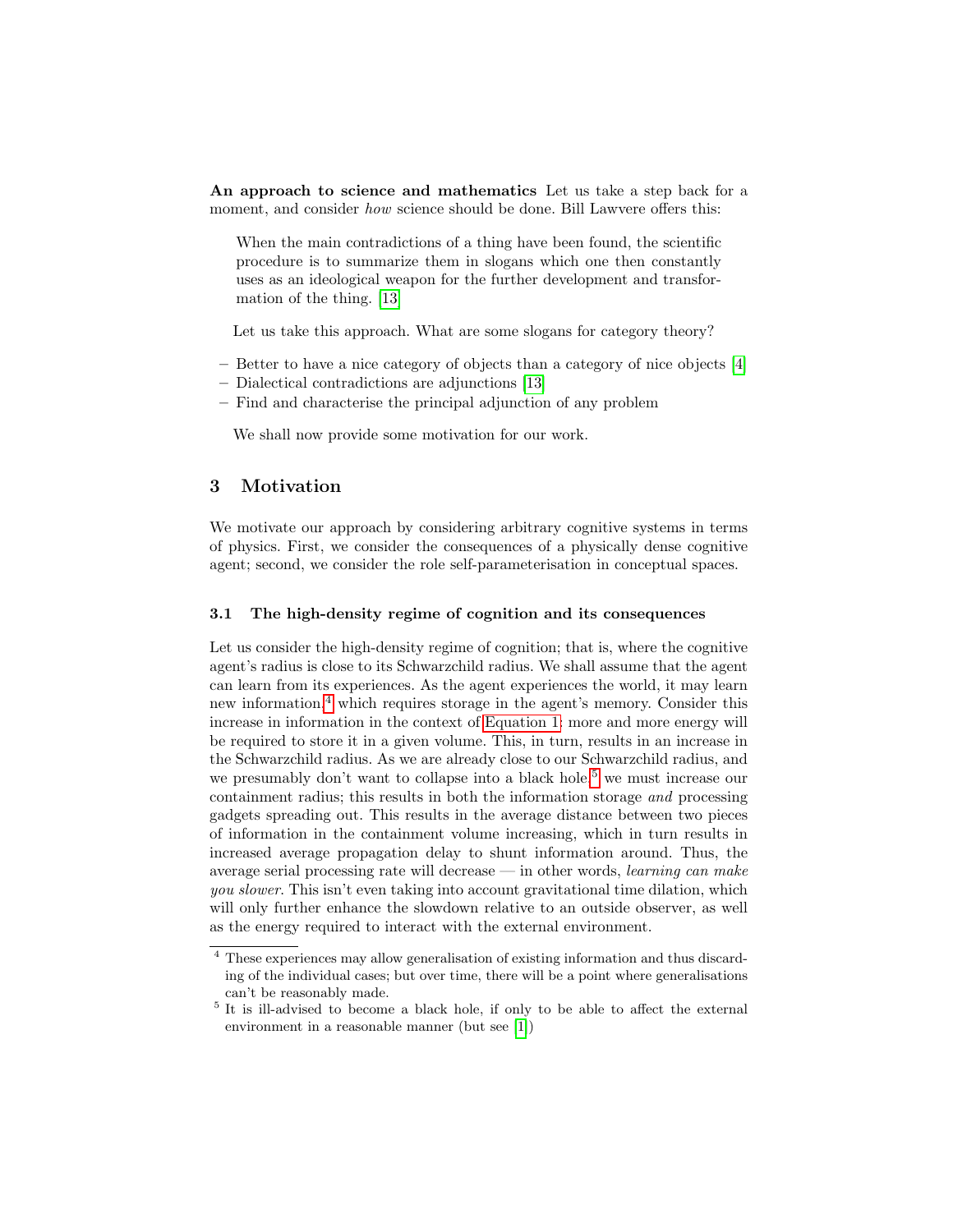**An approach to science and mathematics** Let us take a step back for a moment, and consider *how* science should be done. Bill Lawvere offers this:

> When the main contradictions of a thing have been found, the scientific procedure is to summarize them in slogans which one then constantly uses as an ideological weapon for the further development and transformation of the thing. [13]

Let us take this approach. What are some slogans for category theory?

- Better to have a nice category of objects than a category of nice objects [4]
- Dialectical contradictions are adjunctions [13]
- Find and characterise the principal adjunction of any problem

We shall now provide some motivation for our work.

## 3 Motivation

We motivate our approach by considering arbitrary cognitive systems in terms of physics. First, we consider the consequences of a physically dense cognitive agent; second, we consider the role self-parameterisation in conceptual spaces.

### 3.1 The high-density regime of cognition and its consequences

Let us consider the high-density regime of cognition; that is, where the cognitive agent's radius is close to its Schwarzchild radius. We shall assume that the agent can learn from its experiences. As the agent experiences the world, it may learn new information,[4] which requires storage in the agent's memory. Consider this increase in information in the context of Equation 1: more and more energy will be required to store it in a given volume. This, in turn, results in an increase in the Schwarzchild radius. As we are already close to our Schwarzchild radius, and we presumably don't want to collapse into a black hole,[5] we must increase our containment radius; this results in both the information storage *and* processing gadgets spreading out. This results in the average distance between two pieces of information in the containment volume increasing, which in turn results in increased average propagation delay to shunt information around. Thus, the average serial processing rate will decrease — in other words, *learning can make you slower*. This isn't even taking into account gravitational time dilation, which will only further enhance the slowdown relative to an outside observer, as well as the energy required to interact with the external environment.

[4] These experiences may allow generalisation of existing information and thus discarding of the individual cases; but over time, there will be a point where generalisations can't be reasonably made.

[5] It is ill-advised to become a black hole, if only to be able to affect the external environment in a reasonable manner (but see [1])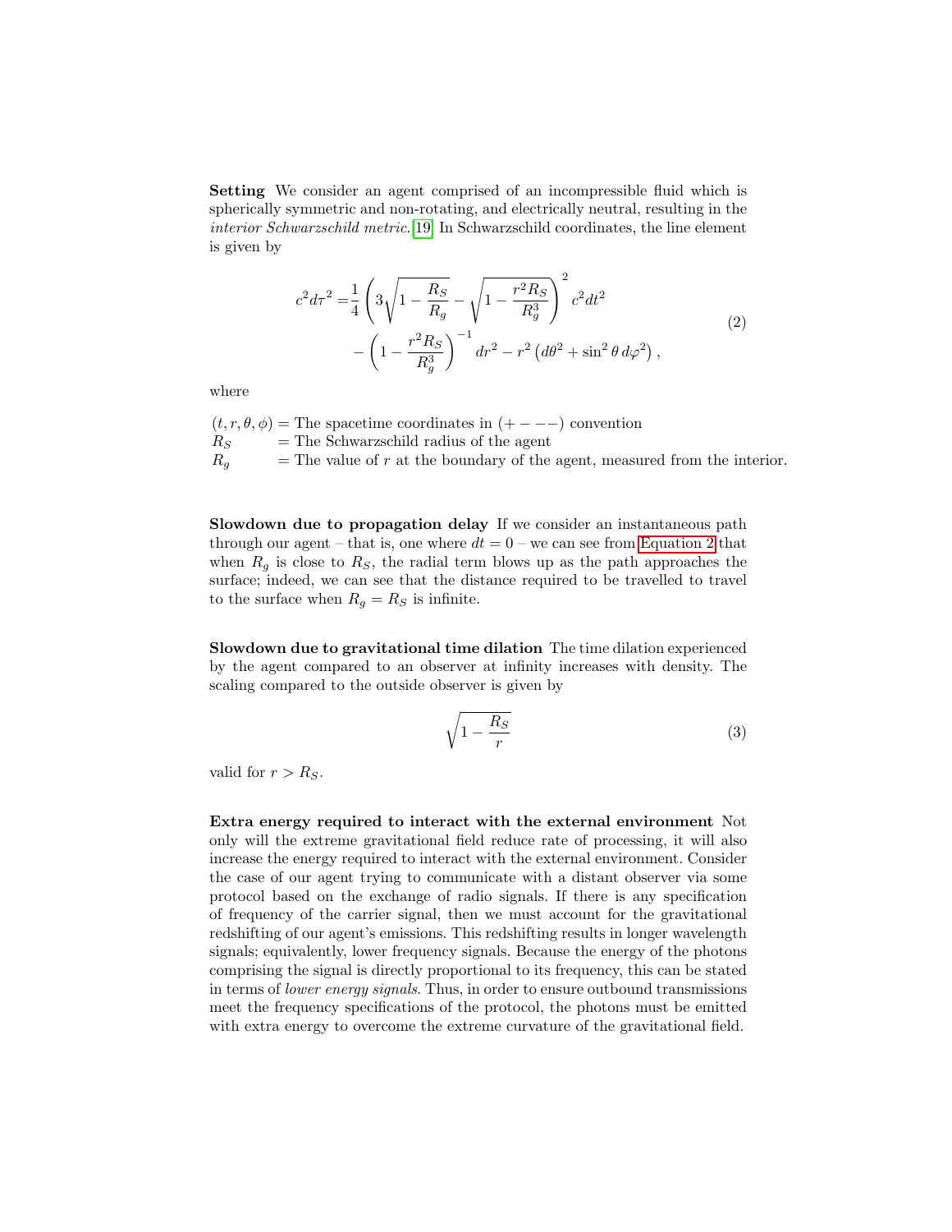**Setting** We consider an agent comprised of an incompressible fluid which is spherically symmetric and non-rotating, and electrically neutral, resulting in the *interior Schwarzschild metric.*[19] In Schwarzschild coordinates, the line element is given by

$$
\begin{aligned}
c^2 d\tau^2 =& \frac{1}{4}\left(3\sqrt{1-\frac{R_S}{R_g}} - \sqrt{1-\frac{r^2 R_S}{R_g^3}}\right)^2 c^2 dt^2 \\
& - \left(1-\frac{r^2 R_S}{R_g^3}\right)^{-1} dr^2 - r^2\left(d\theta^2 + \sin^2\theta \, d\varphi^2\right),
\end{aligned}
\tag{2}
$$

where

$(t, r, \theta, \phi)$ = The spacetime coordinates in $(+---)$ convention
$R_S$ = The Schwarzschild radius of the agent
$R_g$ = The value of $r$ at the boundary of the agent, measured from the interior.

**Slowdown due to propagation delay** If we consider an instantaneous path through our agent – that is, one where $dt = 0$ – we can see from Equation 2 that when $R_g$ is close to $R_S$, the radial term blows up as the path approaches the surface; indeed, we can see that the distance required to be travelled to travel to the surface when $R_g = R_S$ is infinite.

**Slowdown due to gravitational time dilation** The time dilation experienced by the agent compared to an observer at infinity increases with density. The scaling compared to the outside observer is given by

$$
\sqrt{1-\frac{R_S}{r}}
\tag{3}
$$

valid for $r > R_S$.

**Extra energy required to interact with the external environment** Not only will the extreme gravitational field reduce rate of processing, it will also increase the energy required to interact with the external environment. Consider the case of our agent trying to communicate with a distant observer via some protocol based on the exchange of radio signals. If there is any specification of frequency of the carrier signal, then we must account for the gravitational redshifting of our agent's emissions. This redshifting results in longer wavelength signals; equivalently, lower frequency signals. Because the energy of the photons comprising the signal is directly proportional to its frequency, this can be stated in terms of *lower energy signals*. Thus, in order to ensure outbound transmissions meet the frequency specifications of the protocol, the photons must be emitted with extra energy to overcome the extreme curvature of the gravitational field.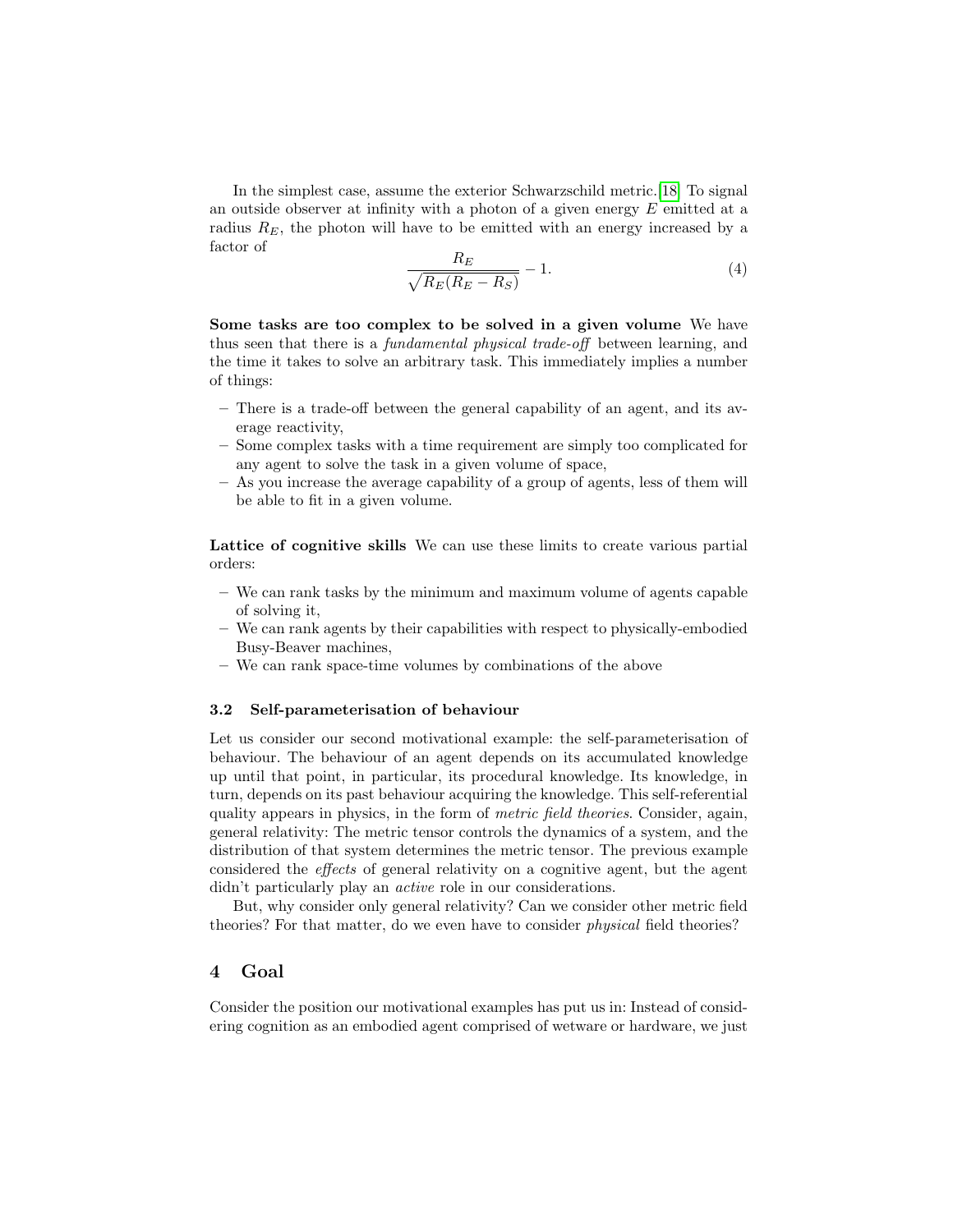In the simplest case, assume the exterior Schwarzschild metric.[18] To signal an outside observer at infinity with a photon of a given energy $E$ emitted at a radius $R_E$, the photon will have to be emitted with an energy increased by a factor of

$$\frac{R_E}{\sqrt{R_E(R_E - R_S)}} - 1. \tag{4}$$

**Some tasks are too complex to be solved in a given volume** We have thus seen that there is a *fundamental physical trade-off* between learning, and the time it takes to solve an arbitrary task. This immediately implies a number of things:

- There is a trade-off between the general capability of an agent, and its average reactivity,
- Some complex tasks with a time requirement are simply too complicated for any agent to solve the task in a given volume of space,
- As you increase the average capability of a group of agents, less of them will be able to fit in a given volume.

**Lattice of cognitive skills** We can use these limits to create various partial orders:

- We can rank tasks by the minimum and maximum volume of agents capable of solving it,
- We can rank agents by their capabilities with respect to physically-embodied Busy-Beaver machines,
- We can rank space-time volumes by combinations of the above

### 3.2 Self-parameterisation of behaviour

Let us consider our second motivational example: the self-parameterisation of behaviour. The behaviour of an agent depends on its accumulated knowledge up until that point, in particular, its procedural knowledge. Its knowledge, in turn, depends on its past behaviour acquiring the knowledge. This self-referential quality appears in physics, in the form of *metric field theories*. Consider, again, general relativity: The metric tensor controls the dynamics of a system, and the distribution of that system determines the metric tensor. The previous example considered the *effects* of general relativity on a cognitive agent, but the agent didn't particularly play an *active* role in our considerations.

But, why consider only general relativity? Can we consider other metric field theories? For that matter, do we even have to consider *physical* field theories?

## 4 Goal

Consider the position our motivational examples has put us in: Instead of considering cognition as an embodied agent comprised of wetware or hardware, we just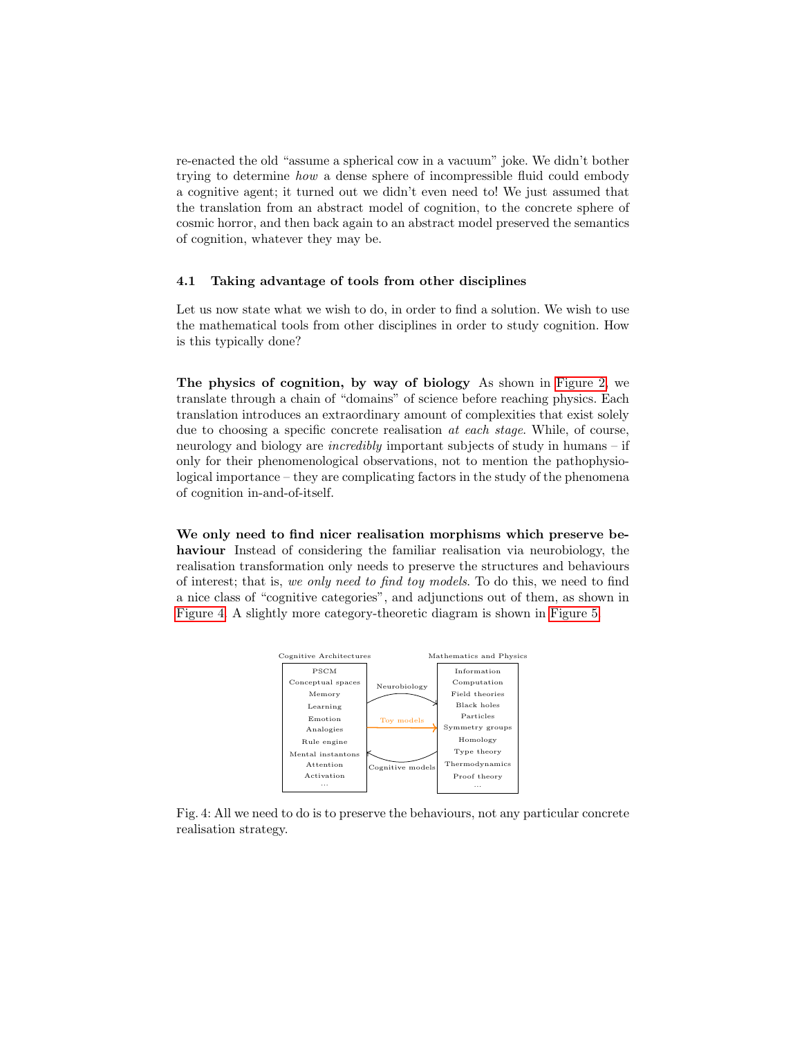re-enacted the old "assume a spherical cow in a vacuum" joke. We didn't bother trying to determine *how* a dense sphere of incompressible fluid could embody a cognitive agent; it turned out we didn't even need to! We just assumed that the translation from an abstract model of cognition, to the concrete sphere of cosmic horror, and then back again to an abstract model preserved the semantics of cognition, whatever they may be.

### 4.1 Taking advantage of tools from other disciplines

Let us now state what we wish to do, in order to find a solution. We wish to use the mathematical tools from other disciplines in order to study cognition. How is this typically done?

**The physics of cognition, by way of biology** As shown in Figure 2, we translate through a chain of "domains" of science before reaching physics. Each translation introduces an extraordinary amount of complexities that exist solely due to choosing a specific concrete realisation *at each stage*. While, of course, neurology and biology are *incredibly* important subjects of study in humans – if only for their phenomenological observations, not to mention the pathophysiological importance – they are complicating factors in the study of the phenomena of cognition in-and-of-itself.

**We only need to find nicer realisation morphisms which preserve behaviour** Instead of considering the familiar realisation via neurobiology, the realisation transformation only needs to preserve the structures and behaviours of interest; that is, *we only need to find toy models*. To do this, we need to find a nice class of "cognitive categories", and adjunctions out of them, as shown in Figure 4. A slightly more category-theoretic diagram is shown in Figure 5.

Fig. 4: All we need to do is to preserve the behaviours, not any particular concrete realisation strategy.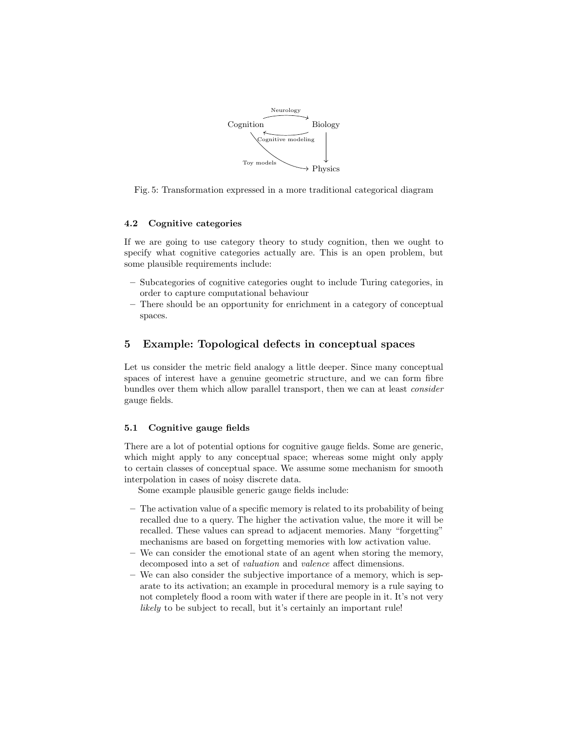Cognition → Biology (Neurology)
Biology → Cognition (Cognitive modeling)
Biology → Physics
Cognition → Physics (Toy models)

Fig. 5: Transformation expressed in a more traditional categorical diagram

### 4.2 Cognitive categories

If we are going to use category theory to study cognition, then we ought to specify what cognitive categories actually are. This is an open problem, but some plausible requirements include:

- Subcategories of cognitive categories ought to include Turing categories, in order to capture computational behaviour
- There should be an opportunity for enrichment in a category of conceptual spaces.

## 5 Example: Topological defects in conceptual spaces

Let us consider the metric field analogy a little deeper. Since many conceptual spaces of interest have a genuine geometric structure, and we can form fibre bundles over them which allow parallel transport, then we can at least *consider* gauge fields.

### 5.1 Cognitive gauge fields

There are a lot of potential options for cognitive gauge fields. Some are generic, which might apply to any conceptual space; whereas some might only apply to certain classes of conceptual space. We assume some mechanism for smooth interpolation in cases of noisy discrete data.

Some example plausible generic gauge fields include:

- The activation value of a specific memory is related to its probability of being recalled due to a query. The higher the activation value, the more it will be recalled. These values can spread to adjacent memories. Many "forgetting" mechanisms are based on forgetting memories with low activation value.
- We can consider the emotional state of an agent when storing the memory, decomposed into a set of *valuation* and *valence* affect dimensions.
- We can also consider the subjective importance of a memory, which is separate to its activation; an example in procedural memory is a rule saying to not completely flood a room with water if there are people in it. It's not very *likely* to be subject to recall, but it's certainly an important rule!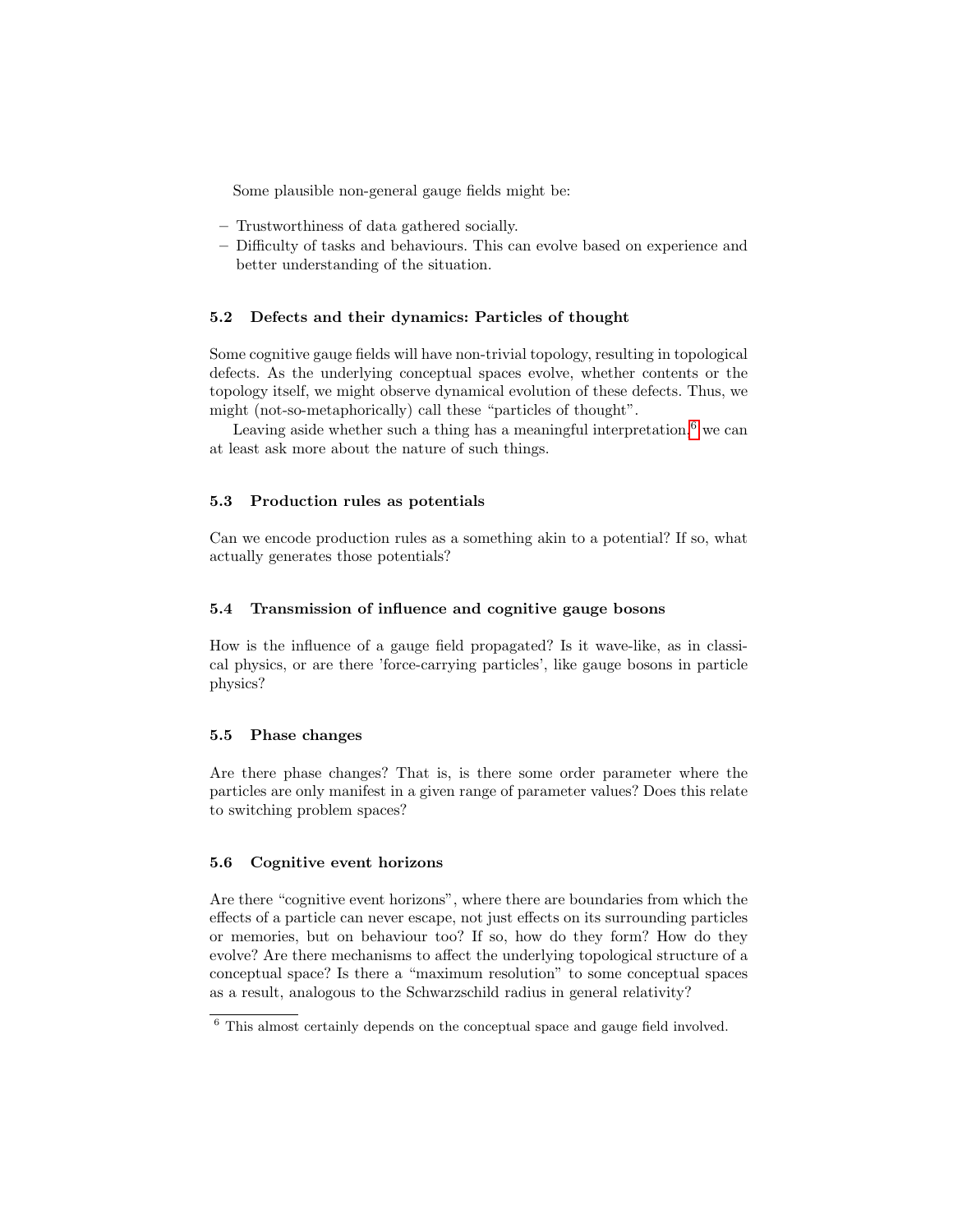Some plausible non-general gauge fields might be:

- Trustworthiness of data gathered socially.
- Difficulty of tasks and behaviours. This can evolve based on experience and better understanding of the situation.

### 5.2 Defects and their dynamics: Particles of thought

Some cognitive gauge fields will have non-trivial topology, resulting in topological defects. As the underlying conceptual spaces evolve, whether contents or the topology itself, we might observe dynamical evolution of these defects. Thus, we might (not-so-metaphorically) call these "particles of thought".

Leaving aside whether such a thing has a meaningful interpretation,[6] we can at least ask more about the nature of such things.

### 5.3 Production rules as potentials

Can we encode production rules as a something akin to a potential? If so, what actually generates those potentials?

### 5.4 Transmission of influence and cognitive gauge bosons

How is the influence of a gauge field propagated? Is it wave-like, as in classical physics, or are there 'force-carrying particles', like gauge bosons in particle physics?

### 5.5 Phase changes

Are there phase changes? That is, is there some order parameter where the particles are only manifest in a given range of parameter values? Does this relate to switching problem spaces?

### 5.6 Cognitive event horizons

Are there "cognitive event horizons", where there are boundaries from which the effects of a particle can never escape, not just effects on its surrounding particles or memories, but on behaviour too? If so, how do they form? How do they evolve? Are there mechanisms to affect the underlying topological structure of a conceptual space? Is there a "maximum resolution" to some conceptual spaces as a result, analogous to the Schwarzschild radius in general relativity?

---

[6] This almost certainly depends on the conceptual space and gauge field involved.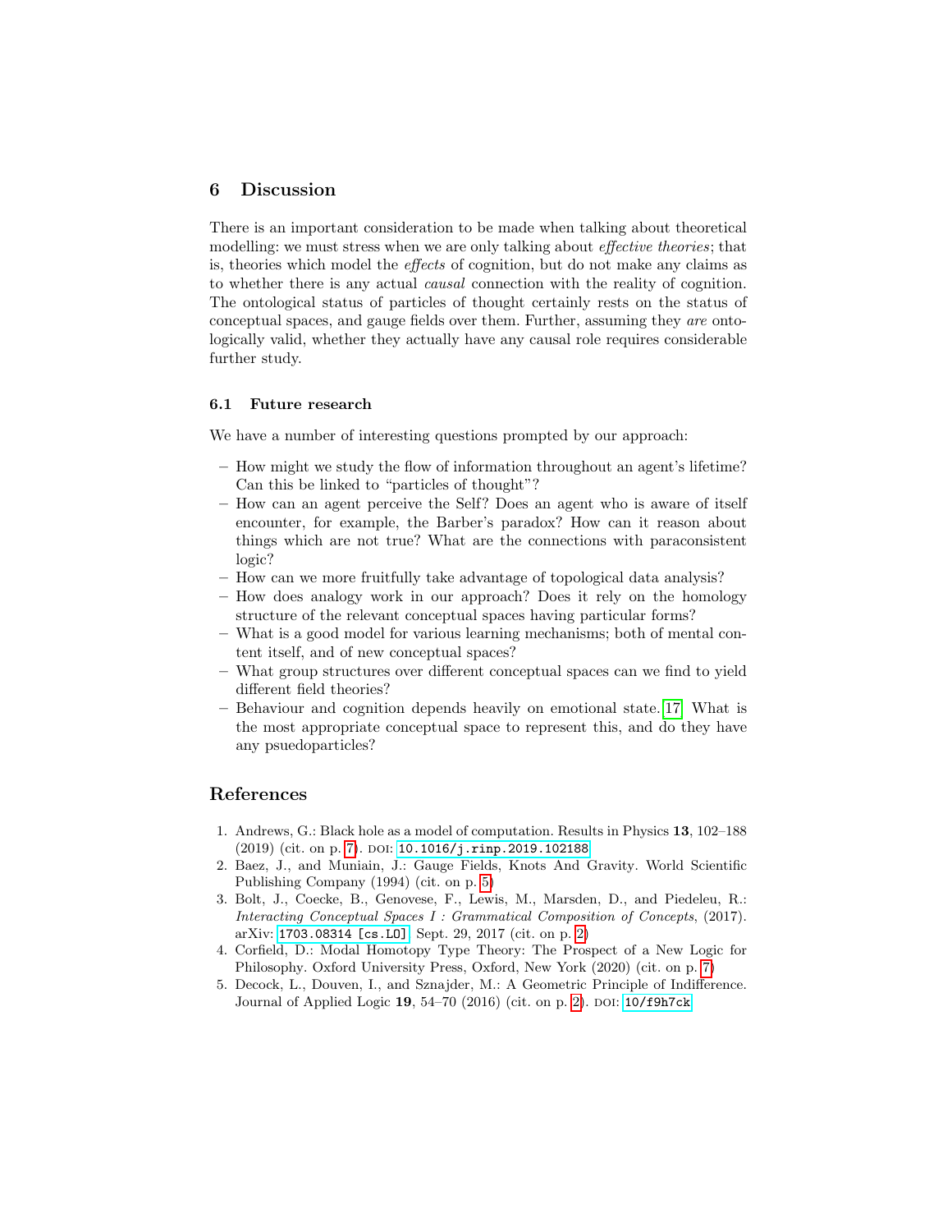## 6 Discussion

There is an important consideration to be made when talking about theoretical modelling: we must stress when we are only talking about *effective theories*; that is, theories which model the *effects* of cognition, but do not make any claims as to whether there is any actual *causal* connection with the reality of cognition. The ontological status of particles of thought certainly rests on the status of conceptual spaces, and gauge fields over them. Further, assuming they *are* ontologically valid, whether they actually have any causal role requires considerable further study.

### 6.1 Future research

We have a number of interesting questions prompted by our approach:

- How might we study the flow of information throughout an agent's lifetime? Can this be linked to "particles of thought"?
- How can an agent perceive the Self? Does an agent who is aware of itself encounter, for example, the Barber's paradox? How can it reason about things which are not true? What are the connections with paraconsistent logic?
- How can we more fruitfully take advantage of topological data analysis?
- How does analogy work in our approach? Does it rely on the homology structure of the relevant conceptual spaces having particular forms?
- What is a good model for various learning mechanisms; both of mental content itself, and of new conceptual spaces?
- What group structures over different conceptual spaces can we find to yield different field theories?
- Behaviour and cognition depends heavily on emotional state. [17] What is the most appropriate conceptual space to represent this, and do they have any psuedoparticles?

## References

1. Andrews, G.: Black hole as a model of computation. Results in Physics **13**, 102–188 (2019) (cit. on p. 7). DOI: 10.1016/j.rinp.2019.102188
2. Baez, J., and Muniain, J.: Gauge Fields, Knots And Gravity. World Scientific Publishing Company (1994) (cit. on p. 5)
3. Bolt, J., Coecke, B., Genovese, F., Lewis, M., Marsden, D., and Piedeleu, R.: *Interacting Conceptual Spaces I : Grammatical Composition of Concepts*, (2017). arXiv: 1703.08314 [cs.LO]. Sept. 29, 2017 (cit. on p. 2)
4. Corfield, D.: Modal Homotopy Type Theory: The Prospect of a New Logic for Philosophy. Oxford University Press, Oxford, New York (2020) (cit. on p. 7)
5. Decock, L., Douven, I., and Sznajder, M.: A Geometric Principle of Indifference. Journal of Applied Logic **19**, 54–70 (2016) (cit. on p. 2). DOI: 10/f9h7ck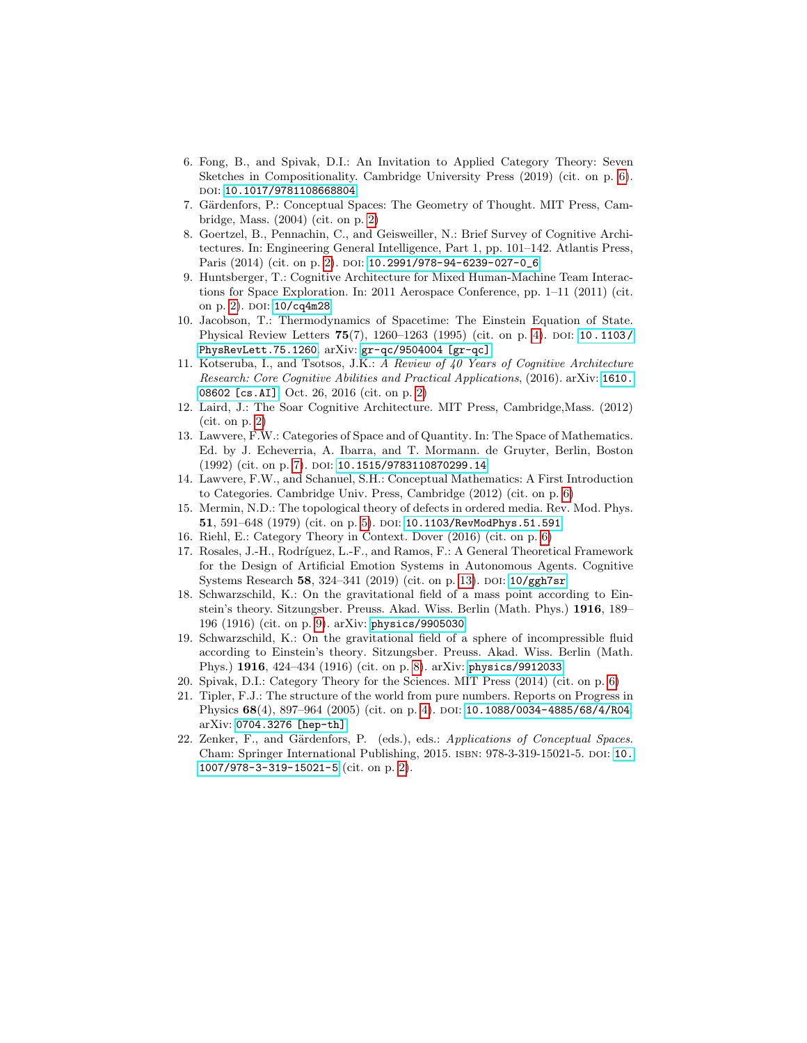6. Fong, B., and Spivak, D.I.: An Invitation to Applied Category Theory: Seven Sketches in Compositionality. Cambridge University Press (2019) (cit. on p. 6). DOI: 10.1017/9781108668804
7. Gärdenfors, P.: Conceptual Spaces: The Geometry of Thought. MIT Press, Cambridge, Mass. (2004) (cit. on p. 2)
8. Goertzel, B., Pennachin, C., and Geisweiller, N.: Brief Survey of Cognitive Architectures. In: Engineering General Intelligence, Part 1, pp. 101–142. Atlantis Press, Paris (2014) (cit. on p. 2). DOI: 10.2991/978-94-6239-027-0_6
9. Huntsberger, T.: Cognitive Architecture for Mixed Human-Machine Team Interactions for Space Exploration. In: 2011 Aerospace Conference, pp. 1–11 (2011) (cit. on p. 2). DOI: 10/cq4m28
10. Jacobson, T.: Thermodynamics of Spacetime: The Einstein Equation of State. Physical Review Letters **75**(7), 1260–1263 (1995) (cit. on p. 4). DOI: 10.1103/PhysRevLett.75.1260. arXiv: gr-qc/9504004 [gr-qc]
11. Kotseruba, I., and Tsotsos, J.K.: *A Review of 40 Years of Cognitive Architecture Research: Core Cognitive Abilities and Practical Applications*, (2016). arXiv: 1610.08602 [cs.AI]. Oct. 26, 2016 (cit. on p. 2)
12. Laird, J.: The Soar Cognitive Architecture. MIT Press, Cambridge,Mass. (2012) (cit. on p. 2)
13. Lawvere, F.W.: Categories of Space and of Quantity. In: The Space of Mathematics. Ed. by J. Echeverria, A. Ibarra, and T. Mormann. de Gruyter, Berlin, Boston (1992) (cit. on p. 7). DOI: 10.1515/9783110870299.14
14. Lawvere, F.W., and Schanuel, S.H.: Conceptual Mathematics: A First Introduction to Categories. Cambridge Univ. Press, Cambridge (2012) (cit. on p. 6)
15. Mermin, N.D.: The topological theory of defects in ordered media. Rev. Mod. Phys. **51**, 591–648 (1979) (cit. on p. 5). DOI: 10.1103/RevModPhys.51.591
16. Riehl, E.: Category Theory in Context. Dover (2016) (cit. on p. 6)
17. Rosales, J.-H., Rodríguez, L.-F., and Ramos, F.: A General Theoretical Framework for the Design of Artificial Emotion Systems in Autonomous Agents. Cognitive Systems Research **58**, 324–341 (2019) (cit. on p. 13). DOI: 10/ggh7sr
18. Schwarzschild, K.: On the gravitational field of a mass point according to Einstein's theory. Sitzungsber. Preuss. Akad. Wiss. Berlin (Math. Phys.) **1916**, 189–196 (1916) (cit. on p. 9). arXiv: physics/9905030
19. Schwarzschild, K.: On the gravitational field of a sphere of incompressible fluid according to Einstein's theory. Sitzungsber. Preuss. Akad. Wiss. Berlin (Math. Phys.) **1916**, 424–434 (1916) (cit. on p. 8). arXiv: physics/9912033
20. Spivak, D.I.: Category Theory for the Sciences. MIT Press (2014) (cit. on p. 6)
21. Tipler, F.J.: The structure of the world from pure numbers. Reports on Progress in Physics **68**(4), 897–964 (2005) (cit. on p. 4). DOI: 10.1088/0034-4885/68/4/R04. arXiv: 0704.3276 [hep-th]
22. Zenker, F., and Gärdenfors, P. (eds.), eds.: *Applications of Conceptual Spaces*. Cham: Springer International Publishing, 2015. ISBN: 978-3-319-15021-5. DOI: 10.1007/978-3-319-15021-5 (cit. on p. 2).